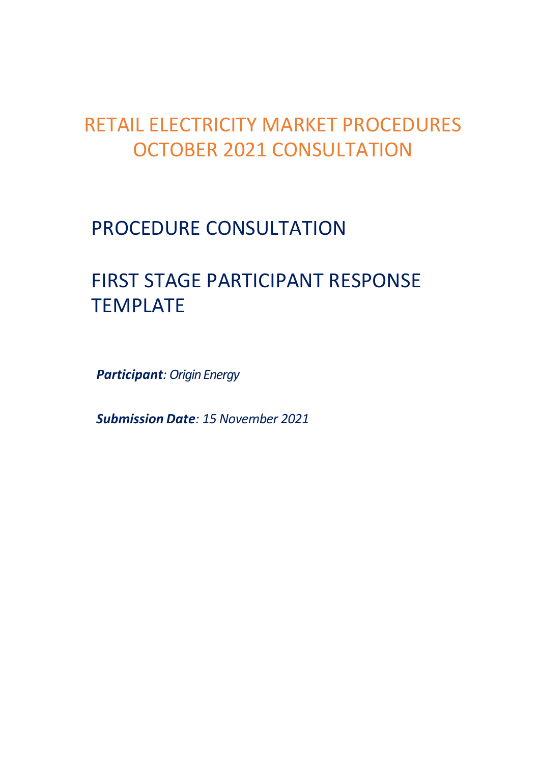# RETAIL ELECTRICITY MARKET PROCEDURES OCTOBER 2021 CONSULTATION

## PROCEDURE CONSULTATION

## FIRST STAGE PARTICIPANT RESPONSE TEMPLATE

***Participant**: Origin Energy*

***Submission Date**: 15 November 2021*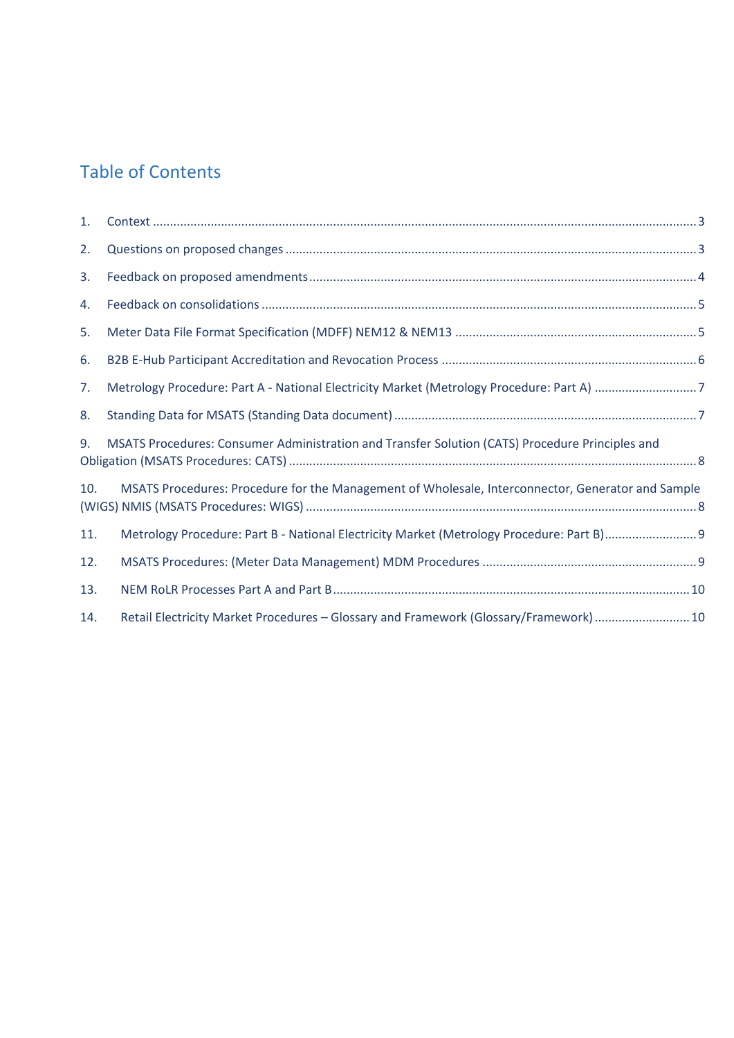## Table of Contents

1. Context ..... 3
2. Questions on proposed changes ..... 3
3. Feedback on proposed amendments ..... 4
4. Feedback on consolidations ..... 5
5. Meter Data File Format Specification (MDFF) NEM12 & NEM13 ..... 5
6. B2B E-Hub Participant Accreditation and Revocation Process ..... 6
7. Metrology Procedure: Part A - National Electricity Market (Metrology Procedure: Part A) ..... 7
8. Standing Data for MSATS (Standing Data document) ..... 7
9. MSATS Procedures: Consumer Administration and Transfer Solution (CATS) Procedure Principles and Obligation (MSATS Procedures: CATS) ..... 8
10. MSATS Procedures: Procedure for the Management of Wholesale, Interconnector, Generator and Sample (WIGS) NMIS (MSATS Procedures: WIGS) ..... 8
11. Metrology Procedure: Part B - National Electricity Market (Metrology Procedure: Part B) ..... 9
12. MSATS Procedures: (Meter Data Management) MDM Procedures ..... 9
13. NEM RoLR Processes Part A and Part B ..... 10
14. Retail Electricity Market Procedures – Glossary and Framework (Glossary/Framework) ..... 10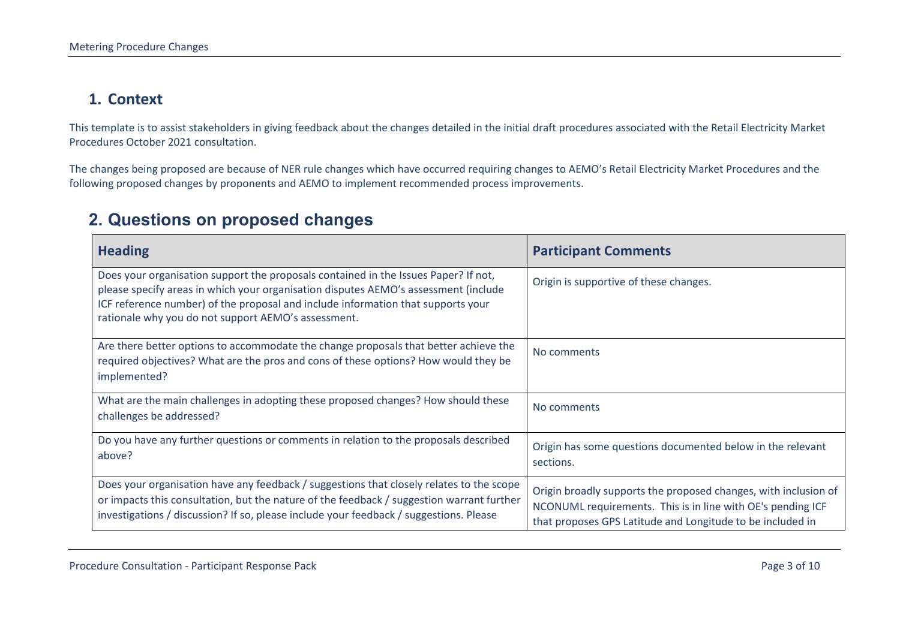## 1. Context

This template is to assist stakeholders in giving feedback about the changes detailed in the initial draft procedures associated with the Retail Electricity Market Procedures October 2021 consultation.

The changes being proposed are because of NER rule changes which have occurred requiring changes to AEMO's Retail Electricity Market Procedures and the following proposed changes by proponents and AEMO to implement recommended process improvements.

## 2. Questions on proposed changes

| Heading | Participant Comments |
|---|---|
| Does your organisation support the proposals contained in the Issues Paper? If not, please specify areas in which your organisation disputes AEMO's assessment (include ICF reference number) of the proposal and include information that supports your rationale why you do not support AEMO's assessment. | Origin is supportive of these changes. |
| Are there better options to accommodate the change proposals that better achieve the required objectives? What are the pros and cons of these options? How would they be implemented? | No comments |
| What are the main challenges in adopting these proposed changes? How should these challenges be addressed? | No comments |
| Do you have any further questions or comments in relation to the proposals described above? | Origin has some questions documented below in the relevant sections. |
| Does your organisation have any feedback / suggestions that closely relates to the scope or impacts this consultation, but the nature of the feedback / suggestion warrant further investigations / discussion? If so, please include your feedback / suggestions. Please | Origin broadly supports the proposed changes, with inclusion of NCONUML requirements. This is in line with OE's pending ICF that proposes GPS Latitude and Longitude to be included in |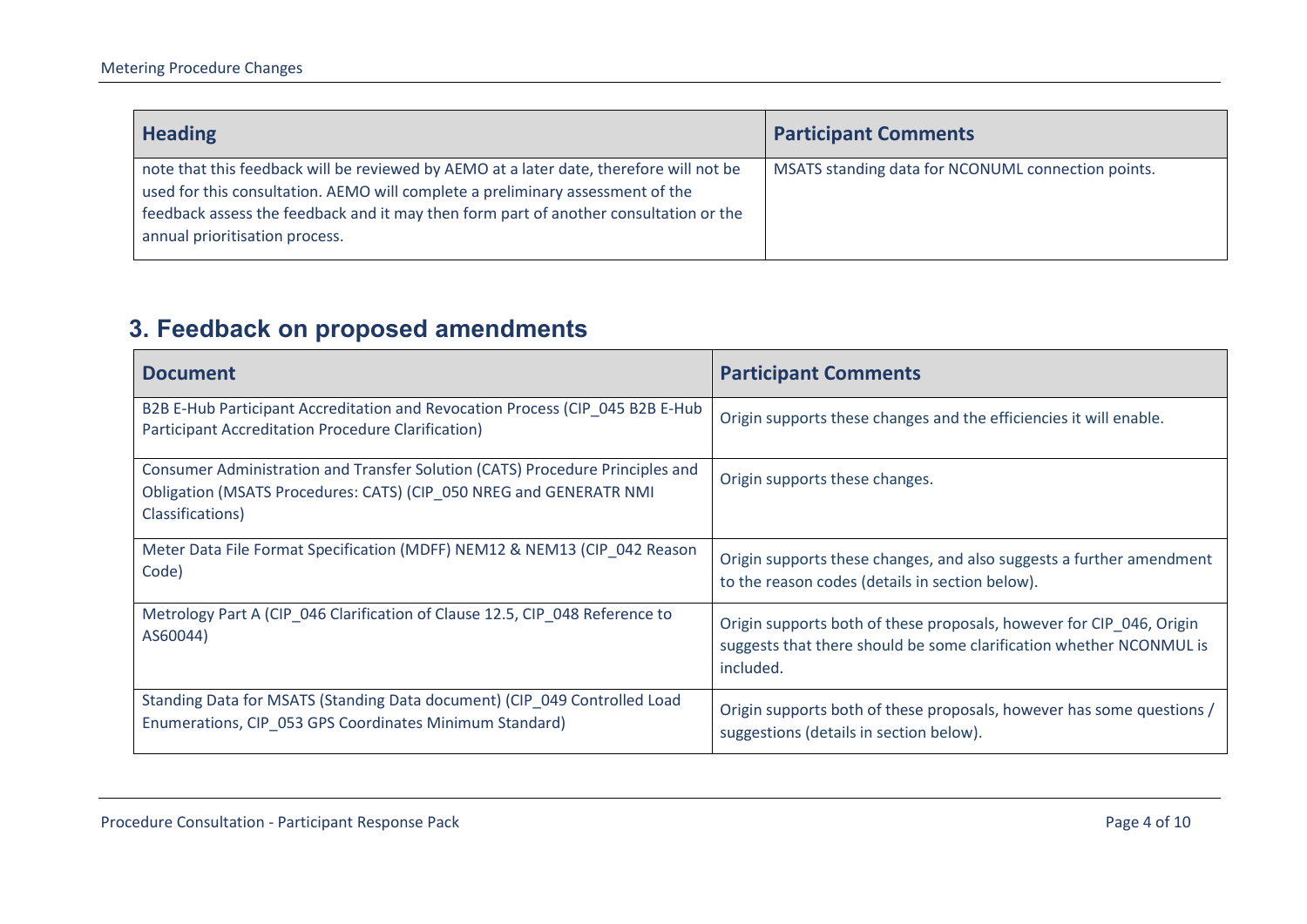| Heading | Participant Comments |
| --- | --- |
| note that this feedback will be reviewed by AEMO at a later date, therefore will not be used for this consultation. AEMO will complete a preliminary assessment of the feedback assess the feedback and it may then form part of another consultation or the annual prioritisation process. | MSATS standing data for NCONUML connection points. |

## 3. Feedback on proposed amendments

| Document | Participant Comments |
| --- | --- |
| B2B E-Hub Participant Accreditation and Revocation Process (CIP_045 B2B E-Hub Participant Accreditation Procedure Clarification) | Origin supports these changes and the efficiencies it will enable. |
| Consumer Administration and Transfer Solution (CATS) Procedure Principles and Obligation (MSATS Procedures: CATS) (CIP_050 NREG and GENERATR NMI Classifications) | Origin supports these changes. |
| Meter Data File Format Specification (MDFF) NEM12 & NEM13 (CIP_042 Reason Code) | Origin supports these changes, and also suggests a further amendment to the reason codes (details in section below). |
| Metrology Part A (CIP_046 Clarification of Clause 12.5, CIP_048 Reference to AS60044) | Origin supports both of these proposals, however for CIP_046, Origin suggests that there should be some clarification whether NCONMUL is included. |
| Standing Data for MSATS (Standing Data document) (CIP_049 Controlled Load Enumerations, CIP_053 GPS Coordinates Minimum Standard) | Origin supports both of these proposals, however has some questions / suggestions (details in section below). |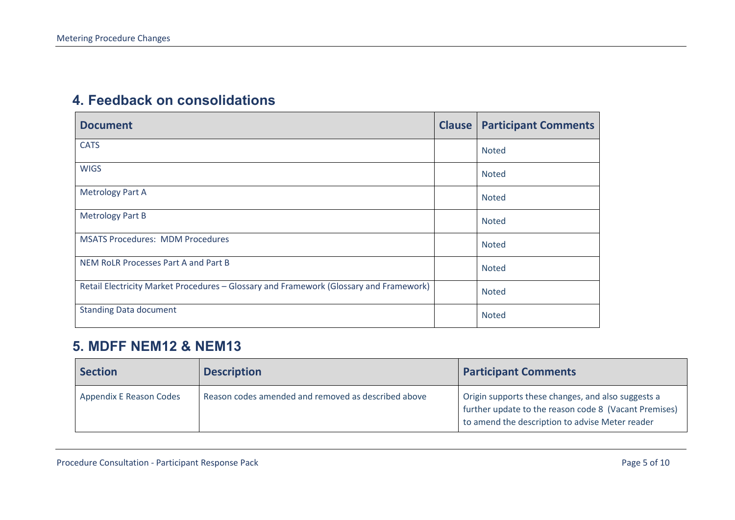## 4. Feedback on consolidations

| Document | Clause | Participant Comments |
| --- | --- | --- |
| CATS | | Noted |
| WIGS | | Noted |
| Metrology Part A | | Noted |
| Metrology Part B | | Noted |
| MSATS Procedures: MDM Procedures | | Noted |
| NEM RoLR Processes Part A and Part B | | Noted |
| Retail Electricity Market Procedures – Glossary and Framework (Glossary and Framework) | | Noted |
| Standing Data document | | Noted |

## 5. MDFF NEM12 & NEM13

| Section | Description | Participant Comments |
| --- | --- | --- |
| Appendix E Reason Codes | Reason codes amended and removed as described above | Origin supports these changes, and also suggests a further update to the reason code 8 (Vacant Premises) to amend the description to advise Meter reader |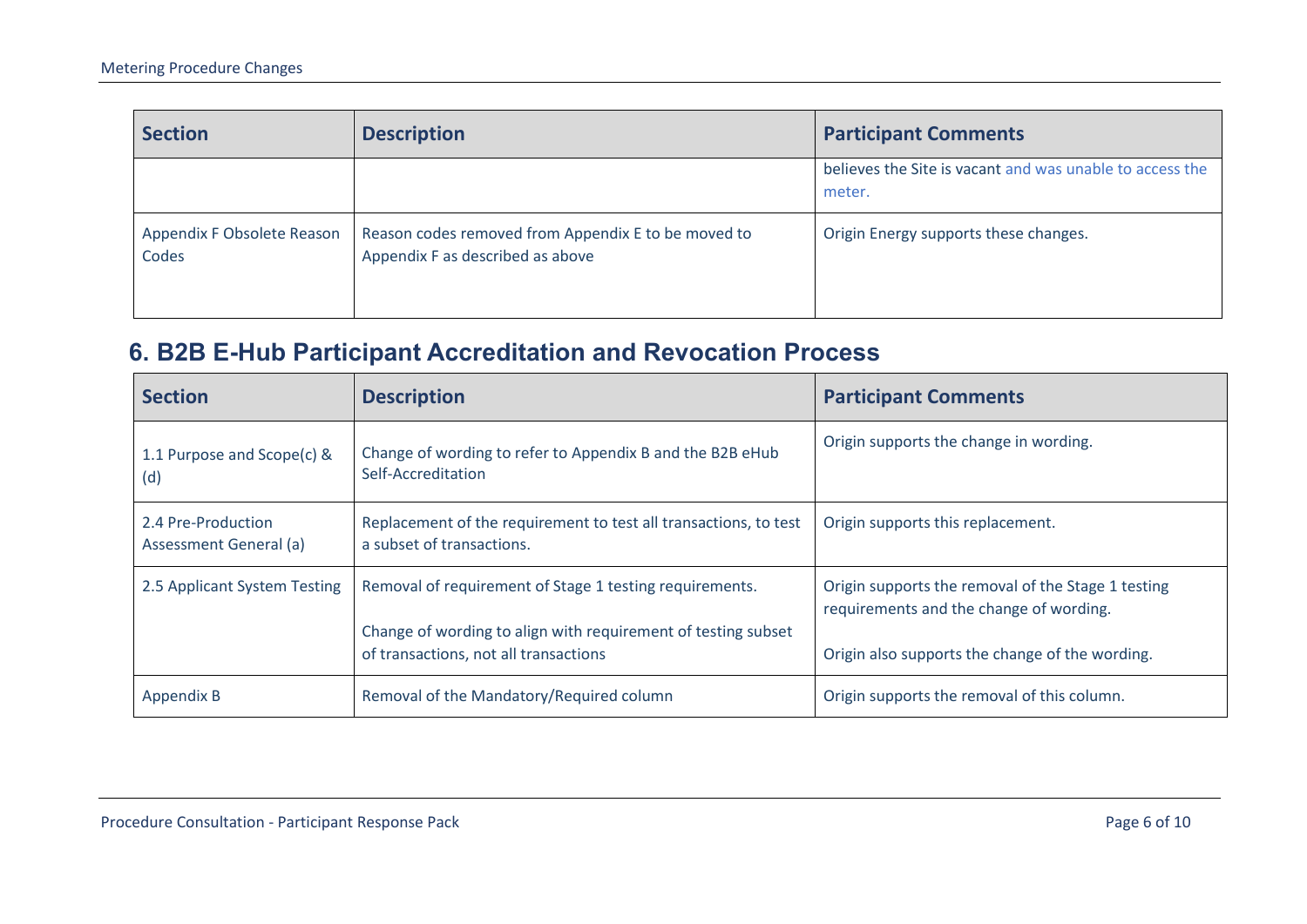| Section | Description | Participant Comments |
| --- | --- | --- |
| | | believes the Site is vacant and was unable to access the meter. |
| Appendix F Obsolete Reason Codes | Reason codes removed from Appendix E to be moved to Appendix F as described as above | Origin Energy supports these changes. |

## 6. B2B E-Hub Participant Accreditation and Revocation Process

| Section | Description | Participant Comments |
| --- | --- | --- |
| 1.1 Purpose and Scope(c) & (d) | Change of wording to refer to Appendix B and the B2B eHub Self-Accreditation | Origin supports the change in wording. |
| 2.4 Pre-Production Assessment General (a) | Replacement of the requirement to test all transactions, to test a subset of transactions. | Origin supports this replacement. |
| 2.5 Applicant System Testing | Removal of requirement of Stage 1 testing requirements.<br><br>Change of wording to align with requirement of testing subset of transactions, not all transactions | Origin supports the removal of the Stage 1 testing requirements and the change of wording.<br><br>Origin also supports the change of the wording. |
| Appendix B | Removal of the Mandatory/Required column | Origin supports the removal of this column. |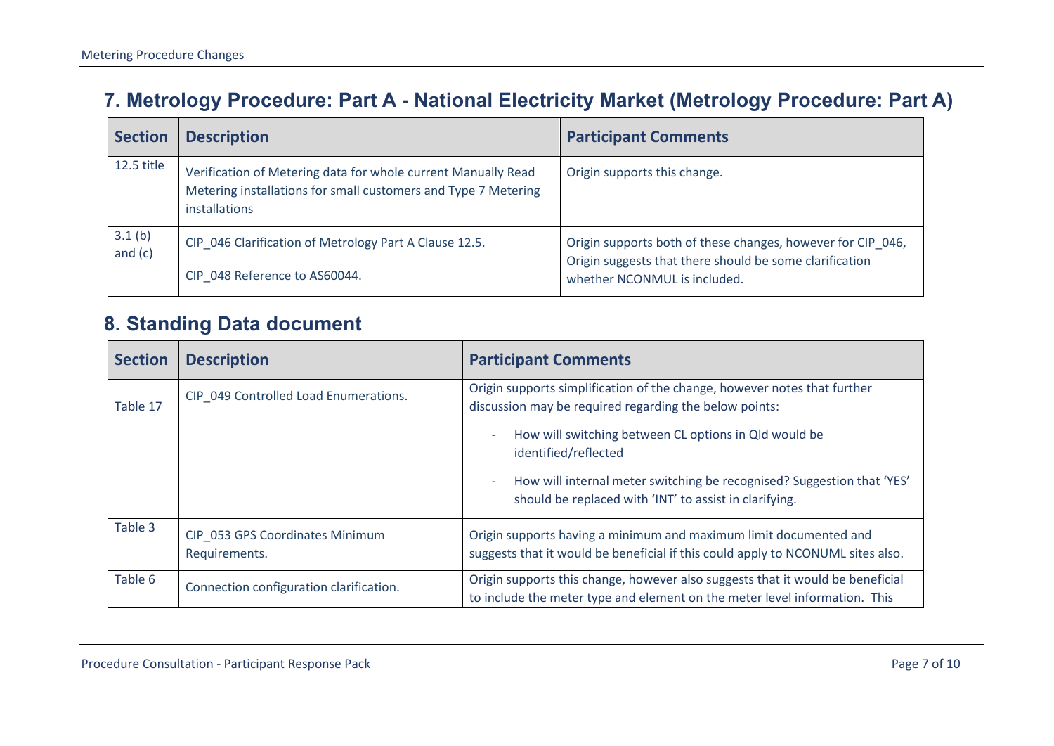## 7. Metrology Procedure: Part A - National Electricity Market (Metrology Procedure: Part A)

| Section | Description | Participant Comments |
| --- | --- | --- |
| 12.5 title | Verification of Metering data for whole current Manually Read Metering installations for small customers and Type 7 Metering installations | Origin supports this change. |
| 3.1 (b) and (c) | CIP_046 Clarification of Metrology Part A Clause 12.5.<br><br>CIP_048 Reference to AS60044. | Origin supports both of these changes, however for CIP_046, Origin suggests that there should be some clarification whether NCONMUL is included. |

## 8. Standing Data document

| Section | Description | Participant Comments |
| --- | --- | --- |
| Table 17 | CIP_049 Controlled Load Enumerations. | Origin supports simplification of the change, however notes that further discussion may be required regarding the below points:<br><br>- How will switching between CL options in Qld would be identified/reflected<br><br>- How will internal meter switching be recognised? Suggestion that 'YES' should be replaced with 'INT' to assist in clarifying. |
| Table 3 | CIP_053 GPS Coordinates Minimum Requirements. | Origin supports having a minimum and maximum limit documented and suggests that it would be beneficial if this could apply to NCONUML sites also. |
| Table 6 | Connection configuration clarification. | Origin supports this change, however also suggests that it would be beneficial to include the meter type and element on the meter level information. This |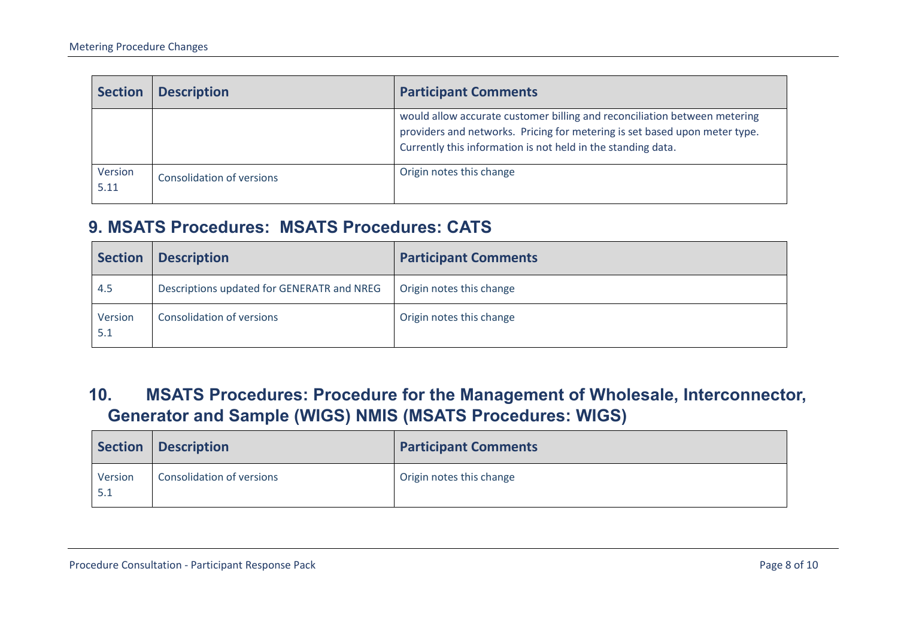| Section | Description | Participant Comments |
|---|---|---|
| | | would allow accurate customer billing and reconciliation between metering providers and networks. Pricing for metering is set based upon meter type. Currently this information is not held in the standing data. |
| Version 5.11 | Consolidation of versions | Origin notes this change |

## 9. MSATS Procedures: MSATS Procedures: CATS

| Section | Description | Participant Comments |
|---|---|---|
| 4.5 | Descriptions updated for GENERATR and NREG | Origin notes this change |
| Version 5.1 | Consolidation of versions | Origin notes this change |

## 10. MSATS Procedures: Procedure for the Management of Wholesale, Interconnector, Generator and Sample (WIGS) NMIS (MSATS Procedures: WIGS)

| Section | Description | Participant Comments |
|---|---|---|
| Version 5.1 | Consolidation of versions | Origin notes this change |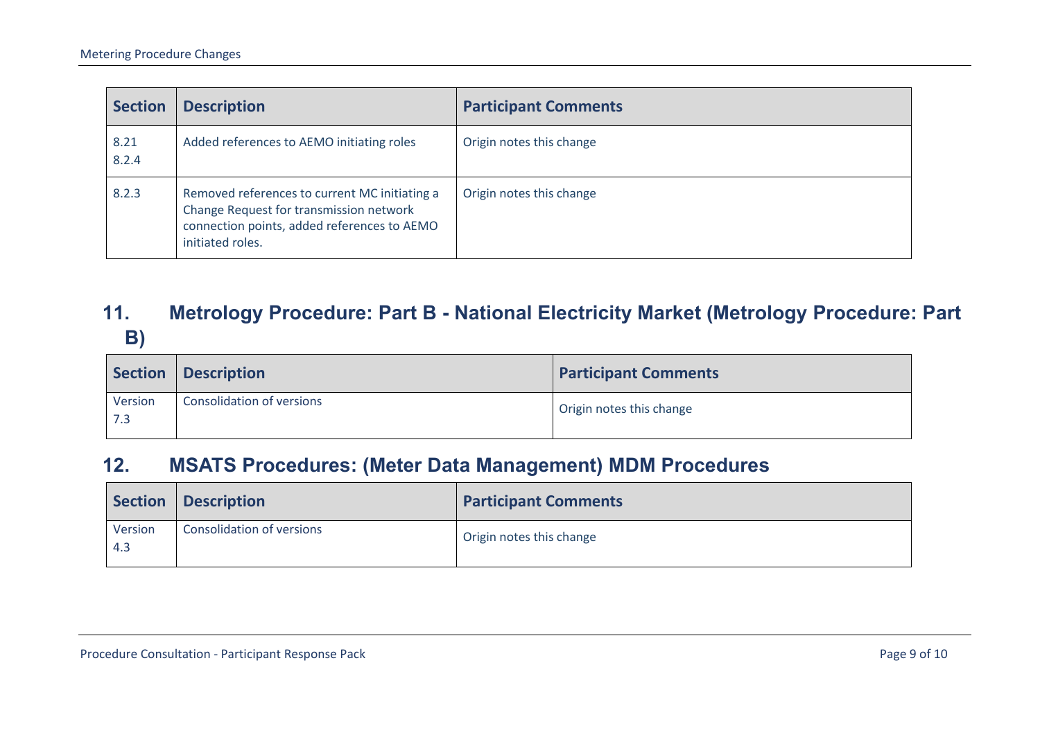| Section | Description | Participant Comments |
| --- | --- | --- |
| 8.21<br>8.2.4 | Added references to AEMO initiating roles | Origin notes this change |
| 8.2.3 | Removed references to current MC initiating a Change Request for transmission network connection points, added references to AEMO initiated roles. | Origin notes this change |

## 11. Metrology Procedure: Part B - National Electricity Market (Metrology Procedure: Part B)

| Section | Description | Participant Comments |
| --- | --- | --- |
| Version 7.3 | Consolidation of versions | Origin notes this change |

## 12. MSATS Procedures: (Meter Data Management) MDM Procedures

| Section | Description | Participant Comments |
| --- | --- | --- |
| Version 4.3 | Consolidation of versions | Origin notes this change |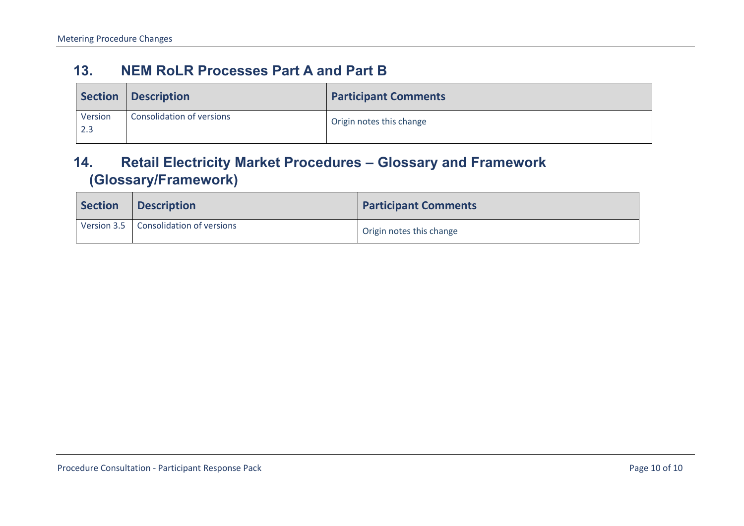## 13. NEM RoLR Processes Part A and Part B

| Section | Description | Participant Comments |
|---|---|---|
| Version 2.3 | Consolidation of versions | Origin notes this change |

## 14. Retail Electricity Market Procedures – Glossary and Framework (Glossary/Framework)

| Section | Description | Participant Comments |
|---|---|---|
| Version 3.5 | Consolidation of versions | Origin notes this change |